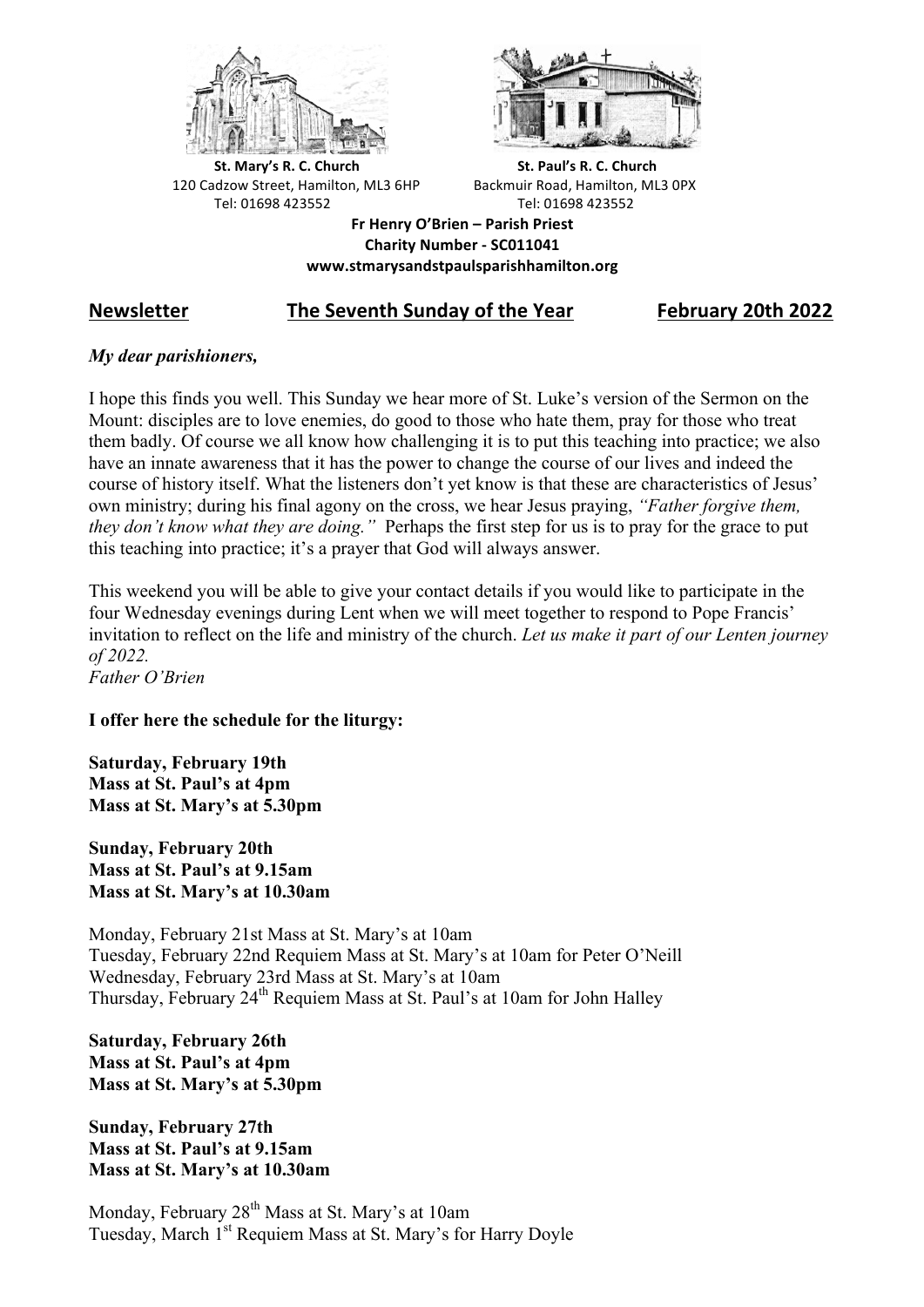**St. Mary's R. C. Church**
120 Cadzow Street, Hamilton, ML3 6HP
Tel: 01698 423552

**St. Paul's R. C. Church**
Backmuir Road, Hamilton, ML3 0PX
Tel: 01698 423552

**Fr Henry O'Brien – Parish Priest**
**Charity Number - SC011041**
**www.stmarysandstpaulsparishhamilton.org**

## Newsletter — The Seventh Sunday of the Year — February 20th 2022

***My dear parishioners,***

I hope this finds you well. This Sunday we hear more of St. Luke's version of the Sermon on the Mount: disciples are to love enemies, do good to those who hate them, pray for those who treat them badly. Of course we all know how challenging it is to put this teaching into practice; we also have an innate awareness that it has the power to change the course of our lives and indeed the course of history itself. What the listeners don't yet know is that these are characteristics of Jesus' own ministry; during his final agony on the cross, we hear Jesus praying, *"Father forgive them, they don't know what they are doing."* Perhaps the first step for us is to pray for the grace to put this teaching into practice; it's a prayer that God will always answer.

This weekend you will be able to give your contact details if you would like to participate in the four Wednesday evenings during Lent when we will meet together to respond to Pope Francis' invitation to reflect on the life and ministry of the church. *Let us make it part of our Lenten journey of 2022.*
*Father O'Brien*

**I offer here the schedule for the liturgy:**

**Saturday, February 19th**
**Mass at St. Paul's at 4pm**
**Mass at St. Mary's at 5.30pm**

**Sunday, February 20th**
**Mass at St. Paul's at 9.15am**
**Mass at St. Mary's at 10.30am**

Monday, February 21st Mass at St. Mary's at 10am
Tuesday, February 22nd Requiem Mass at St. Mary's at 10am for Peter O'Neill
Wednesday, February 23rd Mass at St. Mary's at 10am
Thursday, February 24th Requiem Mass at St. Paul's at 10am for John Halley

**Saturday, February 26th**
**Mass at St. Paul's at 4pm**
**Mass at St. Mary's at 5.30pm**

**Sunday, February 27th**
**Mass at St. Paul's at 9.15am**
**Mass at St. Mary's at 10.30am**

Monday, February 28th Mass at St. Mary's at 10am
Tuesday, March 1st Requiem Mass at St. Mary's for Harry Doyle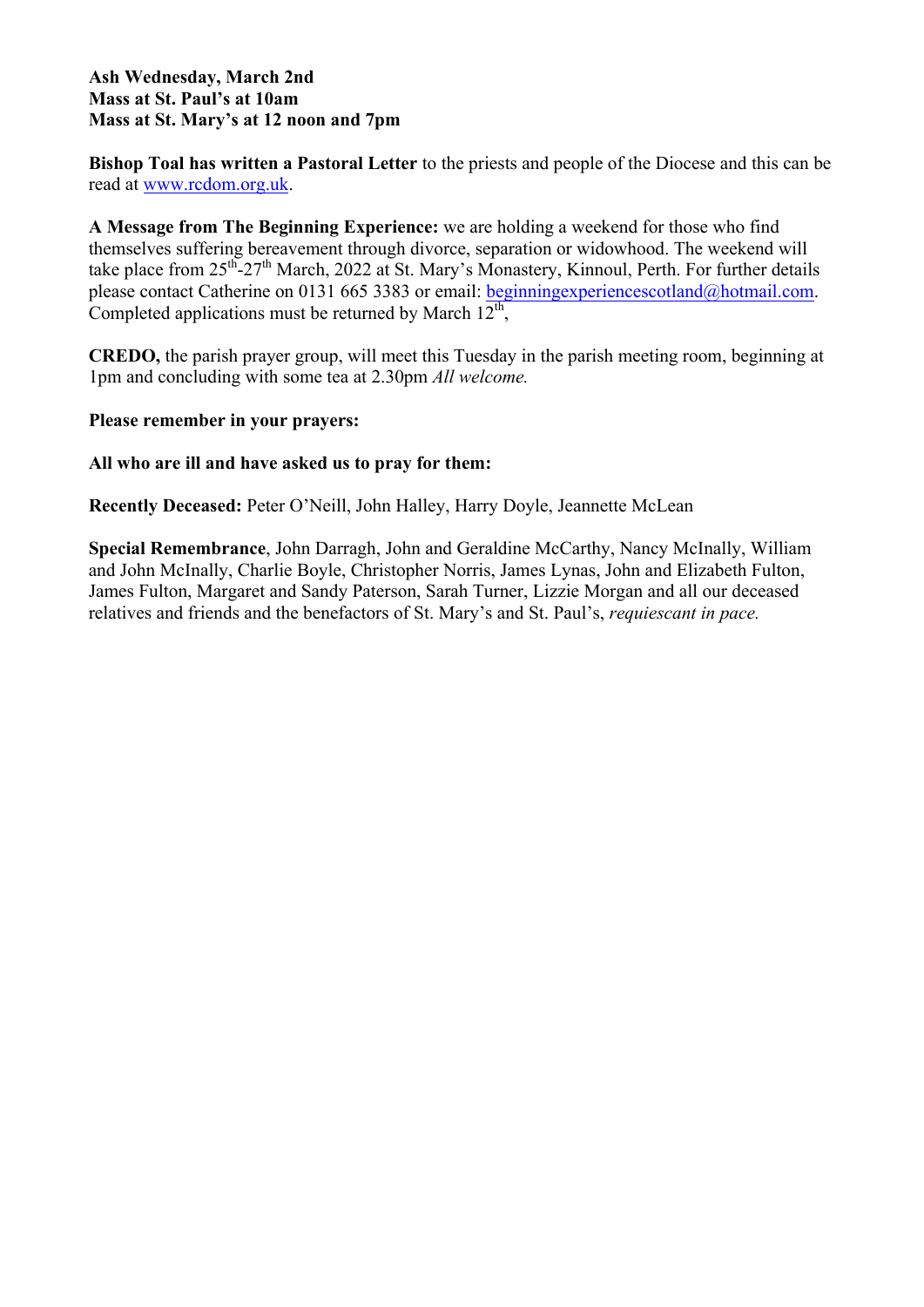**Ash Wednesday, March 2nd**
**Mass at St. Paul's at 10am**
**Mass at St. Mary's at 12 noon and 7pm**

**Bishop Toal has written a Pastoral Letter** to the priests and people of the Diocese and this can be read at www.rcdom.org.uk.

**A Message from The Beginning Experience:** we are holding a weekend for those who find themselves suffering bereavement through divorce, separation or widowhood. The weekend will take place from 25th-27th March, 2022 at St. Mary's Monastery, Kinnoul, Perth. For further details please contact Catherine on 0131 665 3383 or email: beginningexperiencescotland@hotmail.com. Completed applications must be returned by March 12th,

**CREDO,** the parish prayer group, will meet this Tuesday in the parish meeting room, beginning at 1pm and concluding with some tea at 2.30pm *All welcome.*

**Please remember in your prayers:**

**All who are ill and have asked us to pray for them:**

**Recently Deceased:** Peter O'Neill, John Halley, Harry Doyle, Jeannette McLean

**Special Remembrance**, John Darragh, John and Geraldine McCarthy, Nancy McInally, William and John McInally, Charlie Boyle, Christopher Norris, James Lynas, John and Elizabeth Fulton, James Fulton, Margaret and Sandy Paterson, Sarah Turner, Lizzie Morgan and all our deceased relatives and friends and the benefactors of St. Mary's and St. Paul's, *requiescant in pace.*